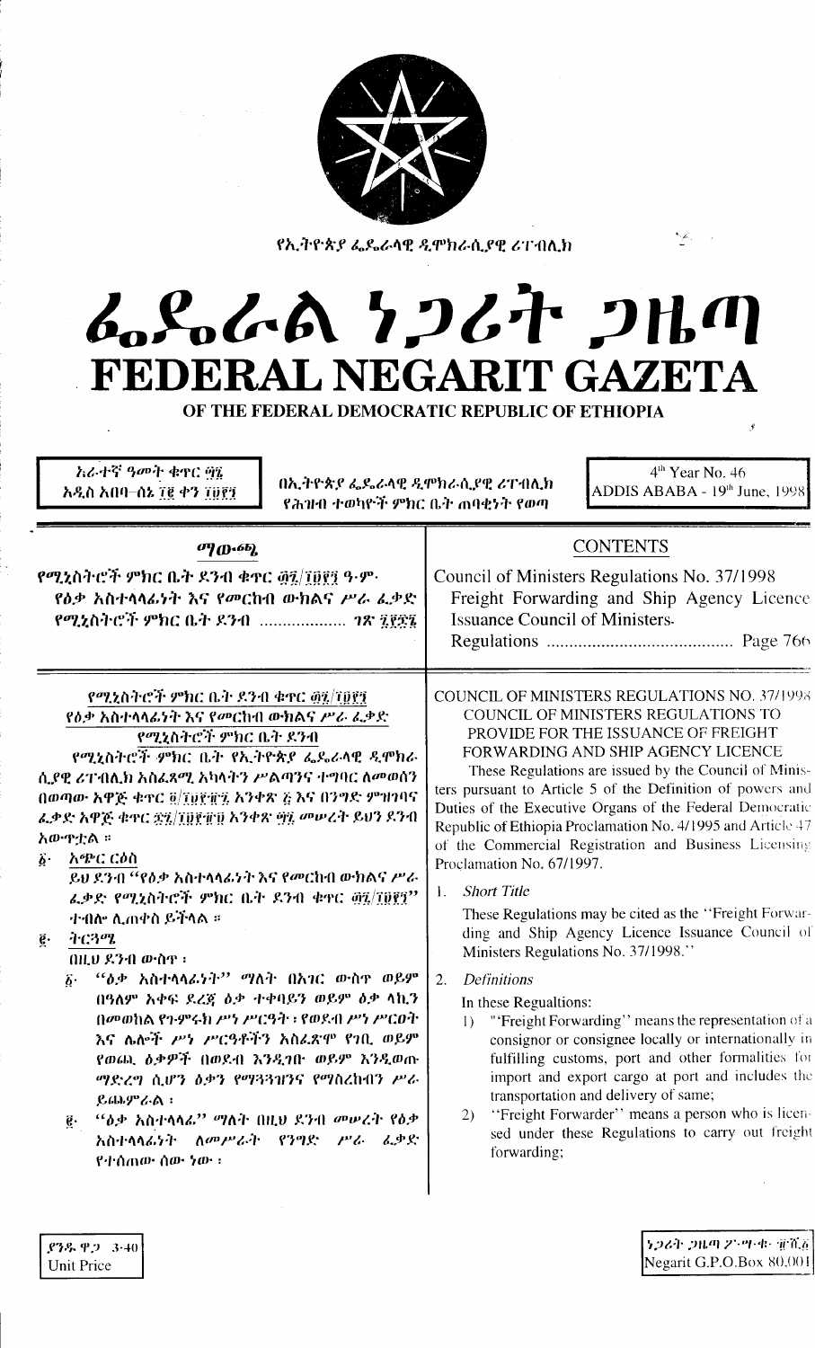የኢትዮጵያ ፌዴራላዊ ዲሞክራሲያዊ ሪፐብሊክ

# ፌዴራል ነጋሪት ጋዜጣ
# FEDERAL NEGARIT GAZETA
## OF THE FEDERAL DEMOCRATIC REPUBLIC OF ETHIOPIA

አራተኛ ዓመት ቁጥር ፵፮
አዲስ አበባ–ሰኔ ፲፪ ቀን ፲፱፻፺

በኢትዮጵያ ፌዴራላዊ ዲሞክራሲያዊ ሪፐብሊክ
የሕዝብ ተወካዮች ምክር ቤት ጠባቂነት የወጣ

4[th] Year No. 46
ADDIS ABABA - 19[th] June, 1998

## ማውጫ

የሚኒስትሮች ምክር ቤት ደንብ ቁጥር ፴፯/፲፱፻፺ ዓ.ም.
የዕቃ አስተላላፊነት እና የመርከብ ውክልና ሥራ ፈቃድ
የሚኒስትሮች ምክር ቤት ደንብ ................... ገጽ ፯፻፷፮

## CONTENTS

Council of Ministers Regulations No. 37/1998
Freight Forwarding and Ship Agency Licence Issuance Council of Ministers Regulations ......................................... Page 766

### የሚኒስትሮች ምክር ቤት ደንብ ቁጥር ፴፯/፲፱፻፺
### የዕቃ አስተላላፊነት እና የመርከብ ውክልና ሥራ ፈቃድ
### የሚኒስትሮች ምክር ቤት ደንብ

የሚኒስትሮች ምክር ቤት የኢትዮጵያ ፌዴራላዊ ዲሞክራሲያዊ ሪፐብሊክ አስፈጻሚ አካላትን ሥልጣንና ተግባር ለመወሰን በወጣው አዋጅ ቁጥር ፬/፲፱፻፹፯ አንቀጽ ፭ እና በንግድ ምዝገባና ፈቃድ አዋጅ ቁጥር ፷፯/፲፱፻፹፱ አንቀጽ ፵፯ መሠረት ይህን ደንብ አውጥቷል ።

፩· አጭር ርዕስ

ይህ ደንብ "የዕቃ አስተላላፊነት እና የመርከብ ውክልና ሥራ ፈቃድ የሚኒስትሮች ምክር ቤት ደንብ ቁጥር ፴፯/፲፱፻፺" ተብሎ ሊጠቀስ ይችላል ።

፪· ትርጓሜ

በዚህ ደንብ ውስጥ ፦

፩· "ዕቃ አስተላላፊነት" ማለት በአገር ውስጥ ወይም በዓለም አቀፍ ደረጃ ዕቃ ተቀባዩን ወይም ዕቃ ላኪን በመወከል የጉምሩክ ሥነ ሥርዓት ፣ የወደብ ሥነ ሥርዐት እና ሌሎች ሥነ ሥርዓቶችን አስፈጽሞ የገቢ ወይም የወጪ ዕቃዎች በወደብ እንዲገቡ ወይም እንዲወጡ ማድረግ ሲሆን ዕቃን የማጓጓዝና የማስረከብን ሥራ ይጨምራል ፤

፪· "ዕቃ አስተላላፊ" ማለት በዚህ ደንብ መሠረት የዕቃ አስተላላፊነት ለመሥራት የንግድ ሥራ ፈቃድ የተሰጠው ሰው ነው ፤

COUNCIL OF MINISTERS REGULATIONS NO. 37/1998
COUNCIL OF MINISTERS REGULATIONS TO PROVIDE FOR THE ISSUANCE OF FREIGHT FORWARDING AND SHIP AGENCY LICENCE

These Regulations are issued by the Council of Ministers pursuant to Article 5 of the Definition of powers and Duties of the Executive Organs of the Federal Democratic Republic of Ethiopia Proclamation No. 4/1995 and Article 47 of the Commercial Registration and Business Licensing Proclamation No. 67/1997.

1. *Short Title*

   These Regulations may be cited as the "Freight Forwarding and Ship Agency Licence Issuance Council of Ministers Regulations No. 37/1998."

2. *Definitions*

   In these Regualtions:

   1) "Freight Forwarding" means the representation of a consignor or consignee locally or internationally in fulfilling customs, port and other formalities for import and export cargo at port and includes the transportation and delivery of same;

   2) "Freight Forwarder" means a person who is licensed under these Regulations to carry out freight forwarding;

ያንዱ ዋጋ 3·40
Unit Price

ነጋሪት ጋዜጣ ፖ·ሣ·ቁ· ፹ሺ፩
Negarit G.P.O.Box 80,001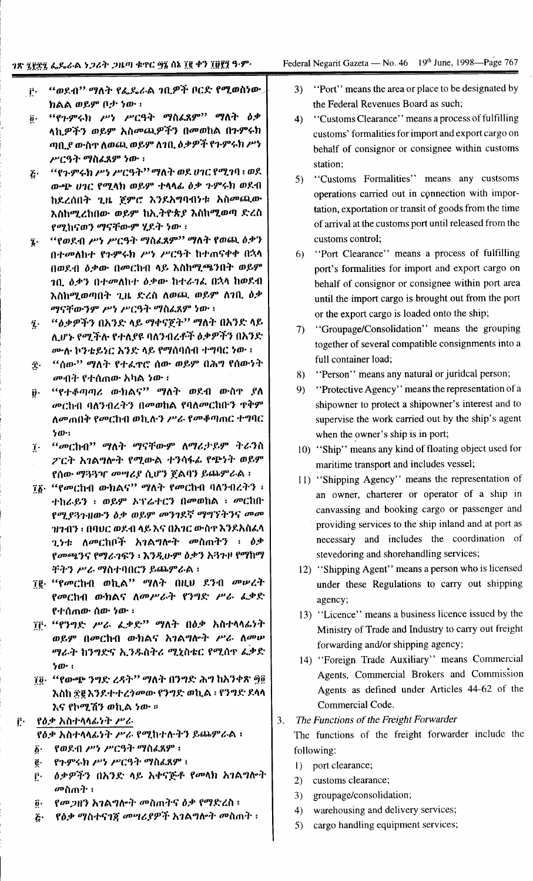፫· "ወደብ" ማለት የፌዴራል ገቢዎች ቦርድ የሚወስነው ክልል ወይም ቦታ ነው ፤

፬· "የጉምሩክ ሥነ ሥርዓት ማስፈጸም" ማለት ዕቃ ላኪዎችን ወይም አስመጪዎችን በመወከል በጉምሩክ ጣቢያ ውስጥ ለወጪ ወይም ለገቢ ዕቃዎች የጉምሩክ ሥነ ሥርዓት ማስፈጸም ነው ፤

፭· "የጉምሩክ ሥነ ሥርዓት" ማለት ወደ ሀገር የሚገባ ፤ ወደ ውጭ ሀገር የሚላክ ወይም ተላላፊ ዕቃ ጉምሩክ ወደብ ከደረሰበት ጊዜ ጀምሮ እንደአግባብነቱ አስመጪው እስከሚረከበው ወይም ከኢትዮጵያ እስከሚወጣ ድረስ የሚከናወን ማናቸውም ሂደት ነው ፤

፮· "የወደብ ሥነ ሥርዓት ማስፈጸም" ማለት የወጪ ዕቃን በተመለከተ የጉምሩክ ሥነ ሥርዓት ከተጠናቀቀ በኋላ በወደብ ዕቃው በመርከብ ላይ እስከሚጫንበት ወይም ገቢ ዕቃን በተመለከተ ዕቃው ከተራገፈ በኋላ ከወደብ እስከሚወጣበት ጊዜ ድረስ ለወጪ ወይም ለገቢ ዕቃ ማናቸውንም ሥነ ሥርዓት ማስፈጸም ነው ፤

፯· "ዕቃዎችን በአንድ ላይ ማቀናጀት" ማለት በአንድ ላይ ሊሆኑ የሚችሉ የተለያዩ ባለንብረቶች ዕቃዎችን በአንድ ሙሉ ኮንቴይነር አንድ ላይ የማሰባሰብ ተግባር ነው ፤

፰· "ሰው" ማለት የተፈጥሮ ሰው ወይም በሕግ የሰውነት መብት የተሰጠው አካል ነው ፤

፱· "የተቆጣጣሪ ውክልና" ማለት ወደብ ውስጥ ያለ መርከብ ባለንብረትን በመወከል የባለመርከቡን ጥቅም ለመጠበቅ የመርከብ ወኪሉን ሥራ የመቆጣጠር ተግባር ነው፡

፲· "መርከብ" ማለት ማናቸውም ለማሪታይም ትራንስፖርት አገልግሎት የሚውል ተንሳፋፊ የጭነት ወይም የሰው ማጓጓዣ መሣሪያ ሲሆን ጀልባን ይጨምራል ፤

፲፩· "የመርከብ ውክልና" ማለት የመርከብ ባለንብረትን ፤ ተከራዩን ፤ ወይም ኦፕሬተርን በመወከል ፤ መርከቡ የሚያጓጉዘውን ዕቃ ወይም መንገደኛ ማግኘትንና መመዝገብን ፤ በባህር ወደብ ላይ እና በአገር ውስጥ እንደአስፈላጊነቱ ለመርከቦች አገልግሎት መስጠትን ፤ ዕቃ የመጫንና የማራገፍን ፤ እንዲሁም ዕቃን አንግዞ የማከማቸትን ሥራ ማስተባበርን ይጨምራል ፤

፲፪· "የመርከብ ወኪል" ማለት በዚህ ደንብ መሠረት የመርከብ ውክልና ለመሥራት የንግድ ሥራ ፈቃድ የተሰጠው ሰው ነው ፤

፲፫· "የንግድ ሥራ ፈቃድ" ማለት በዕቃ አስተላላፊነት ወይም በመርከብ ውክልና አገልግሎት ሥራ ለመሠማራት ከንግድና ኢንዱስትሪ ሚኒስቴር የሚሰጥ ፈቃድ ነው ፤

፲፬· "የውጭ ንግድ ረዳት" ማለት በንግድ ሕግ ከአንቀጽ ፵፬ እስከ ፷፪ እንደተተረጎመው የንግድ ወኪል ፤ የንግድ ደላላ እና የኮሚሽን ወኪል ነው ።

፫· *የዕቃ አስተላላፊነት ሥራ*

የዕቃ አስተላላፊነት ሥራ የሚከተሉትን ይጨምራል ፤

፩· የወደብ ሥነ ሥርዓት ማስፈጸም ፤

፪· የጉምሩክ ሥነ ሥርዓት ማስፈጸም ፤

፫· ዕቃዎችን በአንድ ላይ አቀናጅቶ የመላክ አገልግሎት መስጠት ፤

፬· የመጋዘን አገልግሎት መስጠትና ዕቃ የማድረስ ፤

፭· የዕቃ ማስተናገጃ መሣሪያዎች አገልግሎት መስጠት ፤

3) "Port" means the area or place to be designated by the Federal Revenues Board as such;

4) "Customs Clearance" means a process of fulfilling customs' formalities for import and export cargo on behalf of consignor or consignee within customs station;

5) "Customs Formalities" means any custsoms operations carried out in connection with importation, exportation or transit of goods from the time of arrival at the customs port until released from the customs control;

6) "Port Clearance" means a process of fulfilling port's formalities for import and export cargo on behalf of consignor or consignee within port area until the import cargo is brought out from the port or the export cargo is loaded onto the ship;

7) "Groupage/Consolidation" means the grouping together of several compatible consignments into a full container load;

8) "Person" means any natural or juridcal person;

9) "Protective Agency" means the representation of a shipowner to protect a shipowner's interest and to supervise the work carried out by the ship's agent when the owner's ship is in port;

10) "Ship" means any kind of floating object used for maritime transport and includes vessel;

11) "Shipping Agency" means the representation of an owner, charterer or operator of a ship in canvassing and booking cargo or passenger and providing services to the ship inland and at port as necessary and includes the coordination of stevedoring and shorehandling services;

12) "Shipping Agent" means a person who is licensed under these Regulations to carry out shipping agency;

13) "Licence" means a business licence issued by the Ministry of Trade and Industry to carry out freight forwarding and/or shipping agency;

14) "Foreign Trade Auxiliary" means Commercial Agents, Commercial Brokers and Commission Agents as defined under Articles 44-62 of the Commercial Code.

3. *The Functions of the Freight Forwarder*

The functions of the freight forwarder include the following:

1) port clearance;
2) customs clearance;
3) groupage/consolidation;
4) warehousing and delivery services;
5) cargo handling equipment services;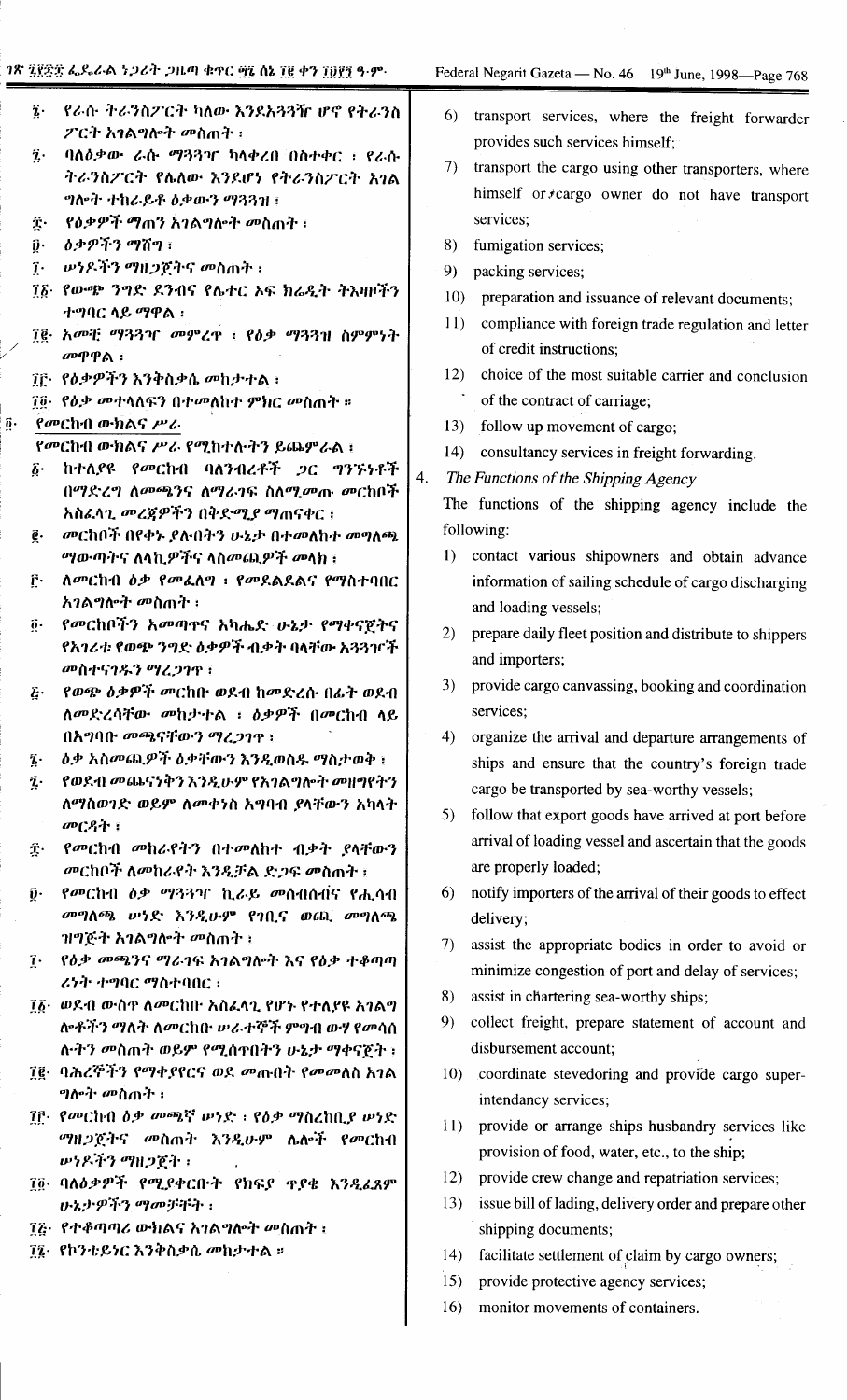፮· የራሱ ትራንስፖርት ካለው እንደአጓጓዥ ሆኖ የትራንስ ፖርት አገልግሎት መስጠት ፡

፯· ባለዕቃው ራሱ ማጓጓዣ ካላቀረበ በስተቀር ፡ የራሱ ትራንስፖርት የሌለው እንደሆነ የትራንስፖርት አገል ግሎት ተከራይቶ ዕቃውን ማጓጓዝ ፡

፰· የዕቃዎች ማጠን አገልግሎት መስጠት ፡

፱· ዕቃዎችን ማሸግ ፡

፲· ሠነዶችን ማዘጋጀትና መስጠት ፡

፲፩· የውጭ ንግድ ደንብና የሌተር ኦፍ ክሬዲት ትእዛዞችን ተግባር ላይ ማዋል ፡

፲፪· አመቺ ማጓጓዣ መምረጥ ፡ የዕቃ ማጓጓዝ ስምምነት መዋዋል ፡

፲፫· የዕቃዎችን እንቅስቃሴ መከታተል ፡

፲፬· የዕቃ መተላለፍን በተመለከተ ምክር መስጠት ።

፬· የመርከብ ውክልና ሥራ

የመርከብ ውክልና ሥራ የሚከተሉትን ይጨምራል ፡

፩· ከተለያዩ የመርከብ ባለንብረቶች ጋር ግንኙነቶች በማድረግ ለመጫንና ለማራገፍ ስለሚመጡ መርከቦች አስፈላጊ መረጃዎችን በቅድሚያ ማጠናቀር ፡

፪· መርከቦች በየቀኑ ያሉበትን ሁኔታ በተመለከተ መግለጫ ማውጣትና ለላኪዎችና ላስመጪዎች መላክ ፡

፫· ለመርከብ ዕቃ የመፈለግ ፡ የመደልደልና የማስተባበር አገልግሎት መስጠት ፡

፬· የመርከቦችን አመጣጥና አካሔድ ሁኔታ የማቀናጀትና የአገሪቱ የውጭ ንግድ ዕቃዎች ብቃት ባላቸው አጓጓዦች መስተናገዱን ማረጋገጥ ፡

፭· የውጭ ዕቃዎች መርከቡ ወደብ ከመድረሱ በፊት ወደብ ለመድረሳቸው መከታተል ፡ ዕቃዎች በመርከብ ላይ በአግባቡ መጫናቸውን ማረጋገጥ ፡

፮· ዕቃ አስመጪዎች ዕቃቸውን እንዲወስዱ ማስታወቅ ፡

፯· የወደብ መጨናነቅን እንዲሁም የአገልግሎት መዘግየትን ለማስወገድ ወይም ለመቀነስ አግባብ ያላቸውን አካላት መርዳት ፡

፰· የመርከብ መከራየትን በተመለከተ ብቃት ያላቸውን መርከቦች ለመከራየት እንዲቻል ድጋፍ መስጠት ፡

፱· የመርከብ ዕቃ ማጓጓዣ ኪራይ መሰብሰብና የሒሳብ መግለጫ ሠነድ እንዲሁም የገቢና ወጪ መግለጫ ዝግጅት አገልግሎት መስጠት ፡

፲· የዕቃ መጫንና ማራገፍ አገልግሎት እና የዕቃ ተቆጣጣ ሪነት ተግባር ማስተባበር ፡

፲፩· ወደብ ውስጥ ለመርከቡ አስፈላጊ የሆኑ የተለያዩ አገልግ ሎቶችን ማለት ለመርከቡ ሠራተኞች ምግብ ውሃ የመሳሰ ሉትን መስጠት ወይም የሚሰጥበትን ሁኔታ ማቀናጀት ፡

፲፪· ባሕረኞችን የማቀያየርና ወደ መጡበት የመመለስ አገል ግሎት መስጠት ፡

፲፫· የመርከብ ዕቃ መጫኛ ሠነድ ፡ የዕቃ ማስረከቢያ ሠነድ ማዘጋጀትና መስጠት እንዲሁም ሌሎች የመርከብ ሠነዶችን ማዘጋጀት ፡

፲፬· ባለዕቃዎች የሚያቀርቡት የክፍያ ጥያቄ እንዲፈጸም ሁኔታዎችን ማመቻቸት ፡

፲፭· የተቆጣጣሪ ውክልና አገልግሎት መስጠት ፡

፲፮· የኮንቴይነር እንቅስቃሴ መከታተል ።

6) transport services, where the freight forwarder provides such services himself;

7) transport the cargo using other transporters, where himself or cargo owner do not have transport services;

8) fumigation services;

9) packing services;

10) preparation and issuance of relevant documents;

11) compliance with foreign trade regulation and letter of credit instructions;

12) choice of the most suitable carrier and conclusion of the contract of carriage;

13) follow up movement of cargo;

14) consultancy services in freight forwarding.

4. *The Functions of the Shipping Agency*

The functions of the shipping agency include the following:

1) contact various shipowners and obtain advance information of sailing schedule of cargo discharging and loading vessels;

2) prepare daily fleet position and distribute to shippers and importers;

3) provide cargo canvassing, booking and coordination services;

4) organize the arrival and departure arrangements of ships and ensure that the country's foreign trade cargo be transported by sea-worthy vessels;

5) follow that export goods have arrived at port before arrival of loading vessel and ascertain that the goods are properly loaded;

6) notify importers of the arrival of their goods to effect delivery;

7) assist the appropriate bodies in order to avoid or minimize congestion of port and delay of services;

8) assist in chartering sea-worthy ships;

9) collect freight, prepare statement of account and disbursement account;

10) coordinate stevedoring and provide cargo super-intendancy services;

11) provide or arrange ships husbandry services like provision of food, water, etc., to the ship;

12) provide crew change and repatriation services;

13) issue bill of lading, delivery order and prepare other shipping documents;

14) facilitate settlement of claim by cargo owners;

15) provide protective agency services;

16) monitor movements of containers.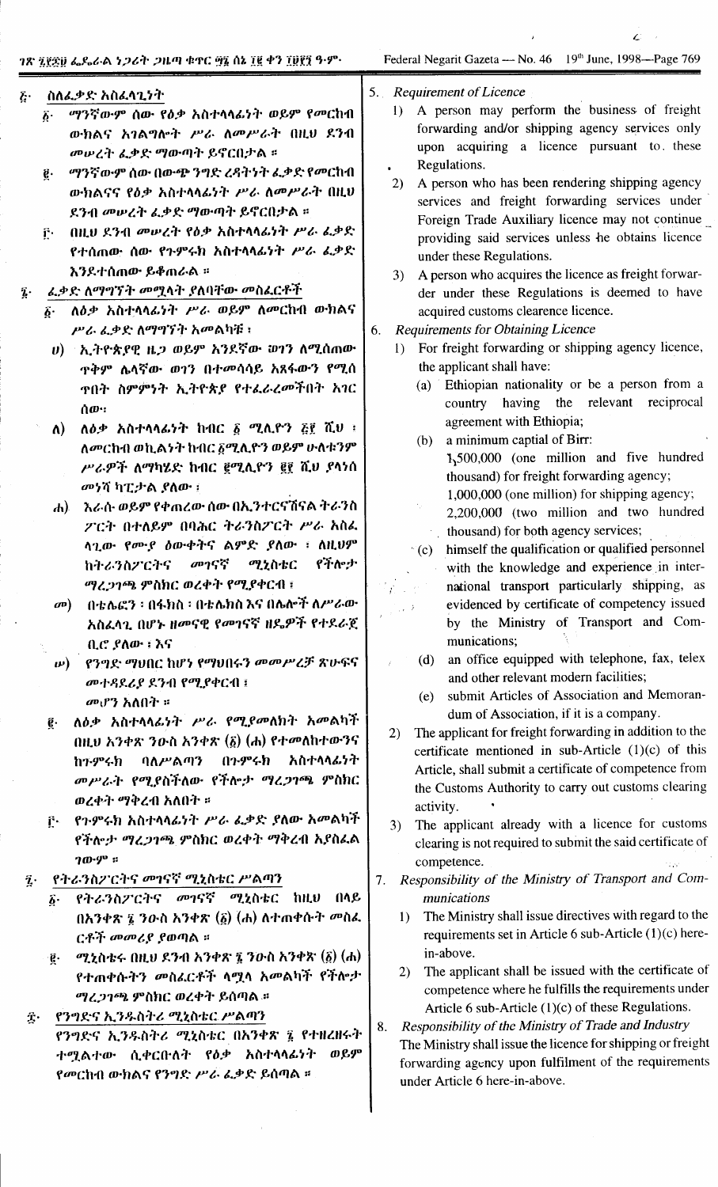## ፭· ስለፈቃድ አስፈላጊነት

፩· ማንኛውም ሰው የዕቃ አስተላላፊነት ወይም የመርከብ ውክልና አገልግሎት ሥራ ለመሥራት በዚህ ደንብ መሠረት ፈቃድ ማውጣት ይኖርበታል ።

፪· ማንኛውም ሰው በውጭ ንግድ ረዳትነት ፈቃድ የመርከብ ውክልናና የዕቃ አስተላላፊነት ሥራ ለመሥራት በዚህ ደንብ መሠረት ፈቃድ ማውጣት ይኖርበታል ።

፫· በዚህ ደንብ መሠረት የዕቃ አስተላላፊነት ሥራ ፈቃድ የተሰጠው ሰው የጉምሩክ አስተላላፊነት ሥራ ፈቃድ እንደተሰጠው ይቆጠራል ።

## ፮· ፈቃድ ለማግኘት መሟላት ያለባቸው መስፈርቶች

፩· ለዕቃ አስተላላፊነት ሥራ ወይም ለመርከብ ውክልና ሥራ ፈቃድ ለማግኘት አመልካቹ ፤

ሀ) ኢትዮጵያዊ ዜጋ ወይም አንደኛው ወገን ለሚሰጠው ጥቅም ሌላኛው ወገን በተመሳሳይ አጸፋውን የሚሰጥበት ስምምነት ኢትዮጵያ የተፈራረመችበት አገር ሰው፡

ለ) ለዕቃ አስተላላፊነት ከብር ፩ ሚሊዮን ፭፻ ሺህ ፤ ለመርከብ ወኪልነት ከብር ፩ሚሊዮን ወይም ሁለቱንም ሥራዎች ለማካሄድ ከብር ፪ሚሊዮን ፪፻ ሺህ ያላነሰ መነሻ ካፒታል ያለው ፤

ሐ) እራሱ ወይም የቀጠረው ሰው በኢንተርናሽናል ትራንስፖርት በተለይም በባሕር ትራንስፖርት ሥራ አስፈላጊው የሙያ ዕውቀትና ልምድ ያለው ፤ ለዚህም ከትራንስፖርትና መገናኛ ሚኒስቴር የችሎታ ማረጋገጫ ምስክር ወረቀት የሚያቀርብ ፤

መ) በቴሌፎን ፣ በፋክስ ፣ በቴሌክስ እና በሌሎች ለሥራው አስፈላጊ በሆኑ ዘመናዊ የመገናኛ ዘዴዎች የተደራጀ ቢሮ ያለው ፤ እና

ሠ) የንግድ ማህበር ከሆነ የማህበሩን መመሥረቻ ጽሁፍና መተዳደሪያ ደንብ የሚያቀርብ ፤

መሆን አለበት ።

፪· ለዕቃ አስተላላፊነት ሥራ የሚያመለክት አመልካች በዚህ አንቀጽ ንዑስ አንቀጽ (፩) (ሐ) የተመለከተውንና ከጉምሩክ ባለሥልጣን በጉምሩክ አስተላላፊነት መሥራት የሚያስችለው የችሎታ ማረጋገጫ ምስክር ወረቀት ማቅረብ አለበት ።

፫· የጉምሩክ አስተላላፊነት ሥራ ፈቃድ ያለው አመልካች የችሎታ ማረጋገጫ ምስክር ወረቀት ማቅረብ አያስፈልገውም ።

## ፯· የትራንስፖርትና መገናኛ ሚኒስቴር ሥልጣን

፩· የትራንስፖርትና መገናኛ ሚኒስቴር ከዚህ በላይ በአንቀጽ ፯ ንዑስ አንቀጽ (፩) (ሐ) ለተጠቀሱት መስፈርቶች መመሪያ ያወጣል ።

፪· ሚኒስቴሩ በዚህ ደንብ አንቀጽ ፯ ንዑስ አንቀጽ (፩) (ሐ) የተጠቀሱትን መስፈርቶች ላሟላ አመልካች የችሎታ ማረጋገጫ ምስክር ወረቀት ይሰጣል ።

## ፰· የንግድና ኢንዱስትሪ ሚኒስቴር ሥልጣን

የንግድና ኢንዱስትሪ ሚኒስቴር በአንቀጽ ፯ የተዘረዘሩት ተሟልተው ሲቀርቡለት የዕቃ አስተላላፊነት ወይም የመርከብ ውክልና የንግድ ሥራ ፈቃድ ይሰጣል ።

## 5. *Requirement of Licence*

1) A person may perform the business of freight forwarding and/or shipping agency services only upon acquiring a licence pursuant to these Regulations.

2) A person who has been rendering shipping agency services and freight forwarding services under Foreign Trade Auxiliary licence may not continue providing said services unless he obtains licence under these Regulations.

3) A person who acquires the licence as freight forwarder under these Regulations is deemed to have acquired customs clearence licence.

## 6. *Requirements for Obtaining Licence*

1) For freight forwarding or shipping agency licence, the applicant shall have:

(a) Ethiopian nationality or be a person from a country having the relevant reciprocal agreement with Ethiopia;

(b) a minimum captial of Birr:
1,500,000 (one million and five hundred thousand) for freight forwarding agency;
1,000,000 (one million) for shipping agency;
2,200,000 (two million and two hundred thousand) for both agency services;

(c) himself the qualification or qualified personnel with the knowledge and experience in international transport particularly shipping, as evidenced by certificate of competency issued by the Ministry of Transport and Communications;

(d) an office equipped with telephone, fax, telex and other relevant modern facilities;

(e) submit Articles of Association and Memorandum of Association, if it is a company.

2) The applicant for freight forwarding in addition to the certificate mentioned in sub-Article (1)(c) of this Article, shall submit a certificate of competence from the Customs Authority to carry out customs clearing activity.

3) The applicant already with a licence for customs clearing is not required to submit the said certificate of competence.

## 7. *Responsibility of the Ministry of Transport and Communications*

1) The Ministry shall issue directives with regard to the requirements set in Article 6 sub-Article (1)(c) here-in-above.

2) The applicant shall be issued with the certificate of competence where he fulfills the requirements under Article 6 sub-Article (1)(c) of these Regulations.

## 8. *Responsibility of the Ministry of Trade and Industry*

The Ministry shall issue the licence for shipping or freight forwarding agency upon fulfilment of the requirements under Article 6 here-in-above.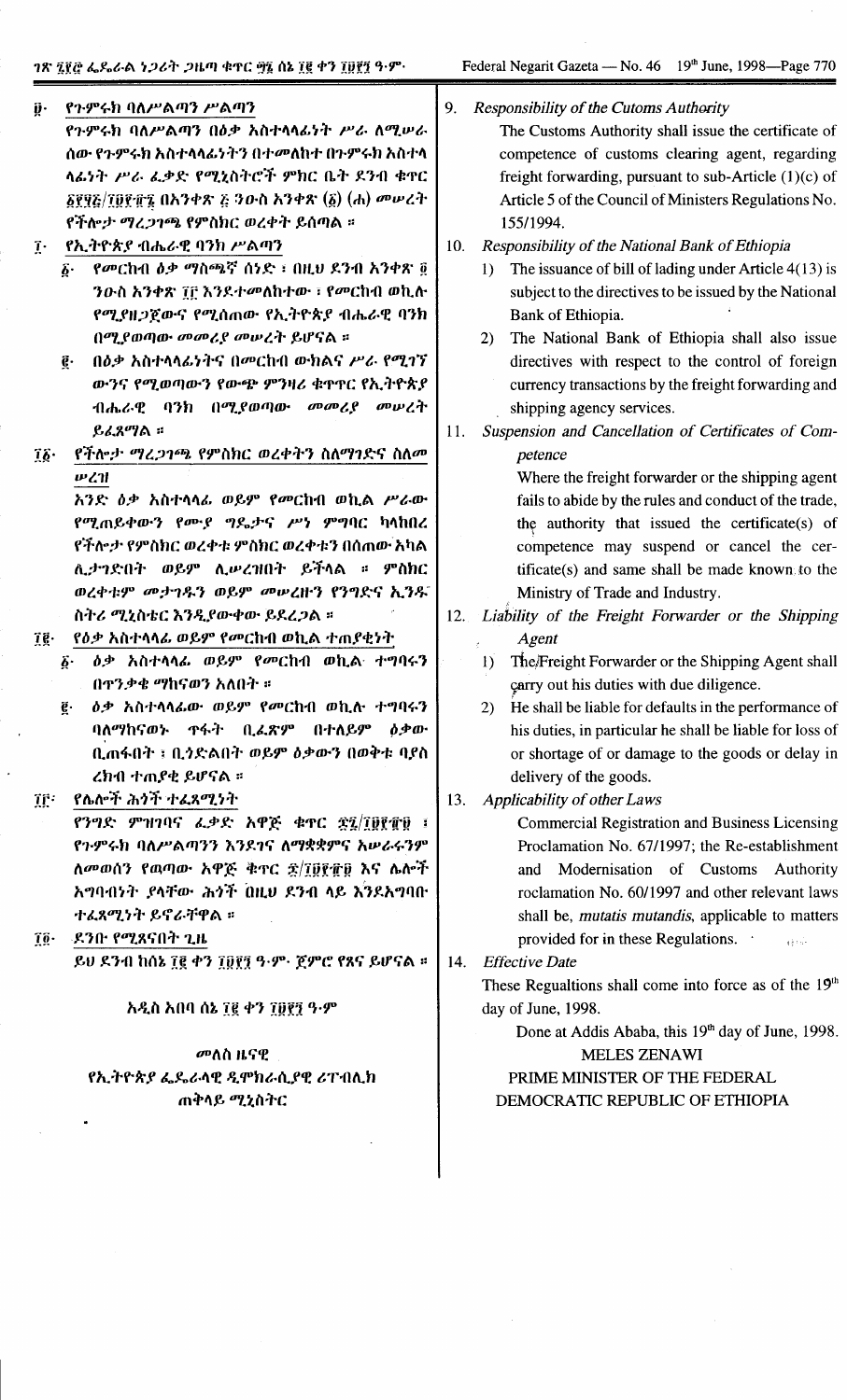፱· የጉምሩክ ባለሥልጣን ሥልጣን

የጉምሩክ ባለሥልጣን በዕቃ አስተላላፊነት ሥራ ለሚሠራ ሰው የጉምሩክ አስተላላፊነትን በተመለከተ በጉምሩክ አስተላላፊነት ሥራ ፈቃድ የሚኒስትሮች ምክር ቤት ደንብ ቁጥር ፩፻፶፭/፲፱፻፹፯ በአንቀጽ ፭ ንዑስ አንቀጽ (፩) (ሐ) መሠረት የችሎታ ማረጋገጫ የምስክር ወረቀት ይሰጣል ።

፲· የኢትዮጵያ ብሔራዊ ባንክ ሥልጣን

፩· የመርከብ ዕቃ ማስጫኛ ሰነድ ፣ በዚህ ደንብ አንቀጽ ፬ ንዑስ አንቀጽ ፲፫ እንደተመለከተው ፣ የመርከብ ወኪሉ የሚያዘጋጀውና የሚሰጠው የኢትዮጵያ ብሔራዊ ባንክ በሚያወጣው መመሪያ መሠረት ይሆናል ።

፪· በዕቃ አስተላላፊነትና በመርከብ ውክልና ሥራ የሚገኘውንና የሚወጣውን የውጭ ምንዛሪ ቁጥጥር የኢትዮጵያ ብሔራዊ ባንክ በሚያወጣው መመሪያ መሠረት ይፈጸማል ።

፲፩· የችሎታ ማረጋገጫ የምስክር ወረቀትን ስለማገድና ስለመሠረዝ

አንድ ዕቃ አስተላላፊ ወይም የመርከብ ወኪል ሥራው የሚጠይቀውን የሙያ ግዴታና ሥነ ምግባር ካላከበረ የችሎታ የምስክር ወረቀቱ ምስክር ወረቀቱን በሰጠው አካል ሊታገድበት ወይም ሊሠረዝበት ይችላል ። ምስክር ወረቀቱም መታገዱን ወይም መሠረዙን የንግድና ኢንዱስትሪ ሚኒስቴር እንዲያውቀው ይደረጋል ።

፲፪· የዕቃ አስተላላፊ ወይም የመርከብ ወኪል ተጠያቂነት

፩· ዕቃ አስተላላፊ ወይም የመርከብ ወኪል ተግባሩን በጥንቃቄ ማከናወን አለበት ።

፪· ዕቃ አስተላላፊው ወይም የመርከብ ወኪሉ ተግባሩን ባለማከናወኑ ጥፋት ቢፈጽም በተለይም ዕቃው ቢጠፋበት ፣ ቢጎድልበት ወይም ዕቃውን በወቅቱ ባያስረክብ ተጠያቂ ይሆናል ።

፲፫· የሌሎች ሕጎች ተፈጻሚነት

የንግድ ምዝገባና ፈቃድ አዋጅ ቁጥር ፷፯/፲፱፻፹፱ ፣ የጉምሩክ ባለሥልጣንን እንደገና ለማቋቋምና አሠራሩንም ለመወሰን የወጣው አዋጅ ቁጥር ፷/፲፱፻፹፱ እና ሌሎች አግባብነት ያላቸው ሕጎች በዚህ ደንብ ላይ እንደአግባቡ ተፈጻሚነት ይኖራቸዋል ።

፲፬· ደንቡ የሚጸናበት ጊዜ

ይህ ደንብ ከሰኔ ፲፪ ቀን ፲፱፻፺ ዓ·ም· ጀምሮ የጸና ይሆናል ።

አዲስ አበባ ሰኔ ፲፪ ቀን ፲፱፻፺ ዓ·ም

መለስ ዜናዊ

የኢትዮጵያ ፌዴራላዊ ዲሞክራሲያዊ ሪፐብሊክ ጠቅላይ ሚኒስትር

9. *Responsibility of the Cutoms Authority*

The Customs Authority shall issue the certificate of competence of customs clearing agent, regarding freight forwarding, pursuant to sub-Article (1)(c) of Article 5 of the Council of Ministers Regulations No. 155/1994.

10. *Responsibility of the National Bank of Ethiopia*

1) The issuance of bill of lading under Article 4(13) is subject to the directives to be issued by the National Bank of Ethiopia.

2) The National Bank of Ethiopia shall also issue directives with respect to the control of foreign currency transactions by the freight forwarding and shipping agency services.

11. *Suspension and Cancellation of Certificates of Competence*

Where the freight forwarder or the shipping agent fails to abide by the rules and conduct of the trade, the authority that issued the certificate(s) of competence may suspend or cancel the certificate(s) and same shall be made known to the Ministry of Trade and Industry.

12. *Liability of the Freight Forwarder or the Shipping Agent*

1) The Freight Forwarder or the Shipping Agent shall carry out his duties with due diligence.

2) He shall be liable for defaults in the performance of his duties, in particular he shall be liable for loss of or shortage of or damage to the goods or delay in delivery of the goods.

13. *Applicability of other Laws*

Commercial Registration and Business Licensing Proclamation No. 67/1997; the Re-establishment and Modernisation of Customs Authority roclamation No. 60/1997 and other relevant laws shall be, *mutatis mutandis*, applicable to matters provided for in these Regulations.

14. *Effective Date*

These Regualtions shall come into force as of the 19th day of June, 1998.

Done at Addis Ababa, this 19th day of June, 1998.

MELES ZENAWI

PRIME MINISTER OF THE FEDERAL DEMOCRATIC REPUBLIC OF ETHIOPIA